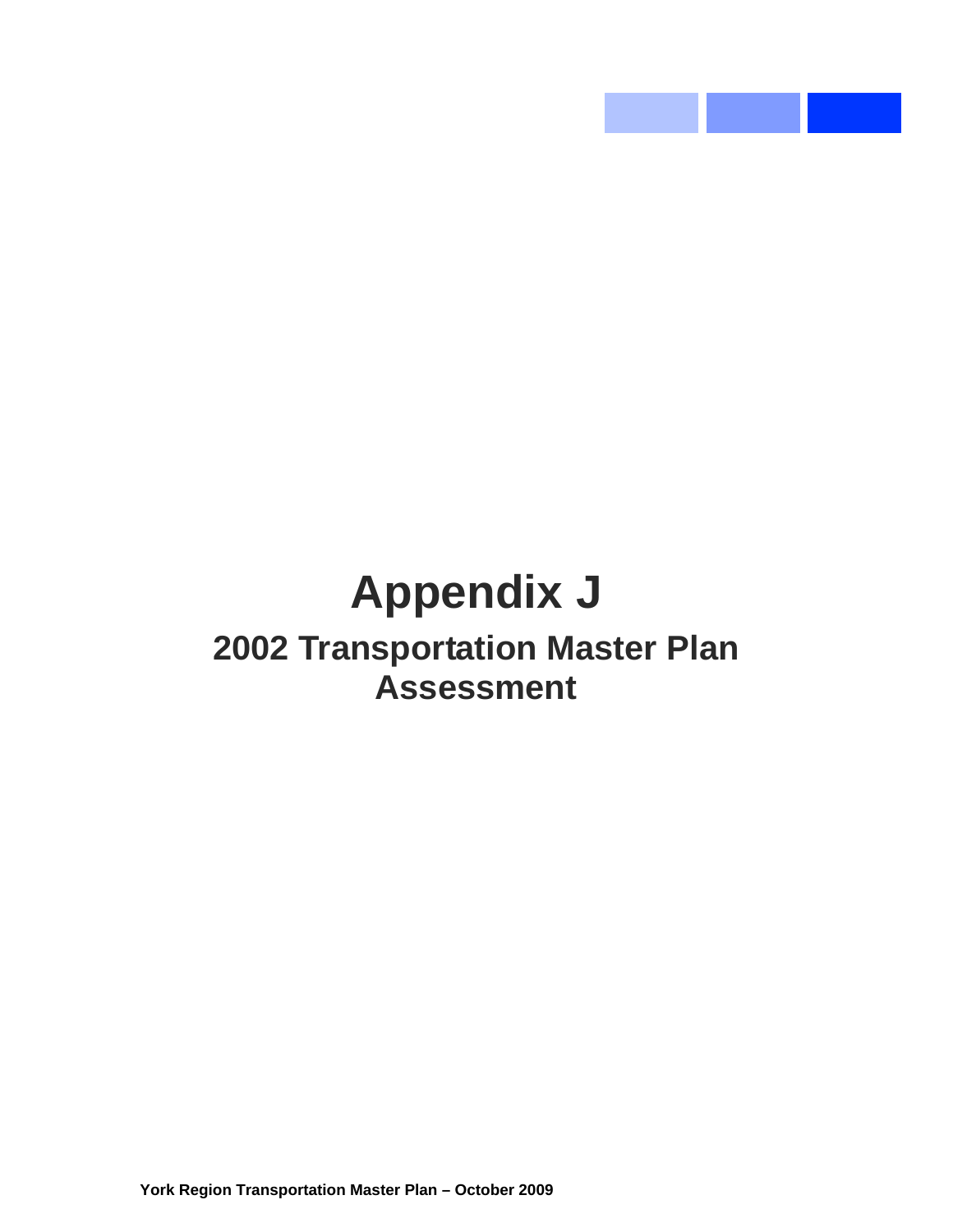# Appendix J

## 2002 Transportation Master Plan Assessment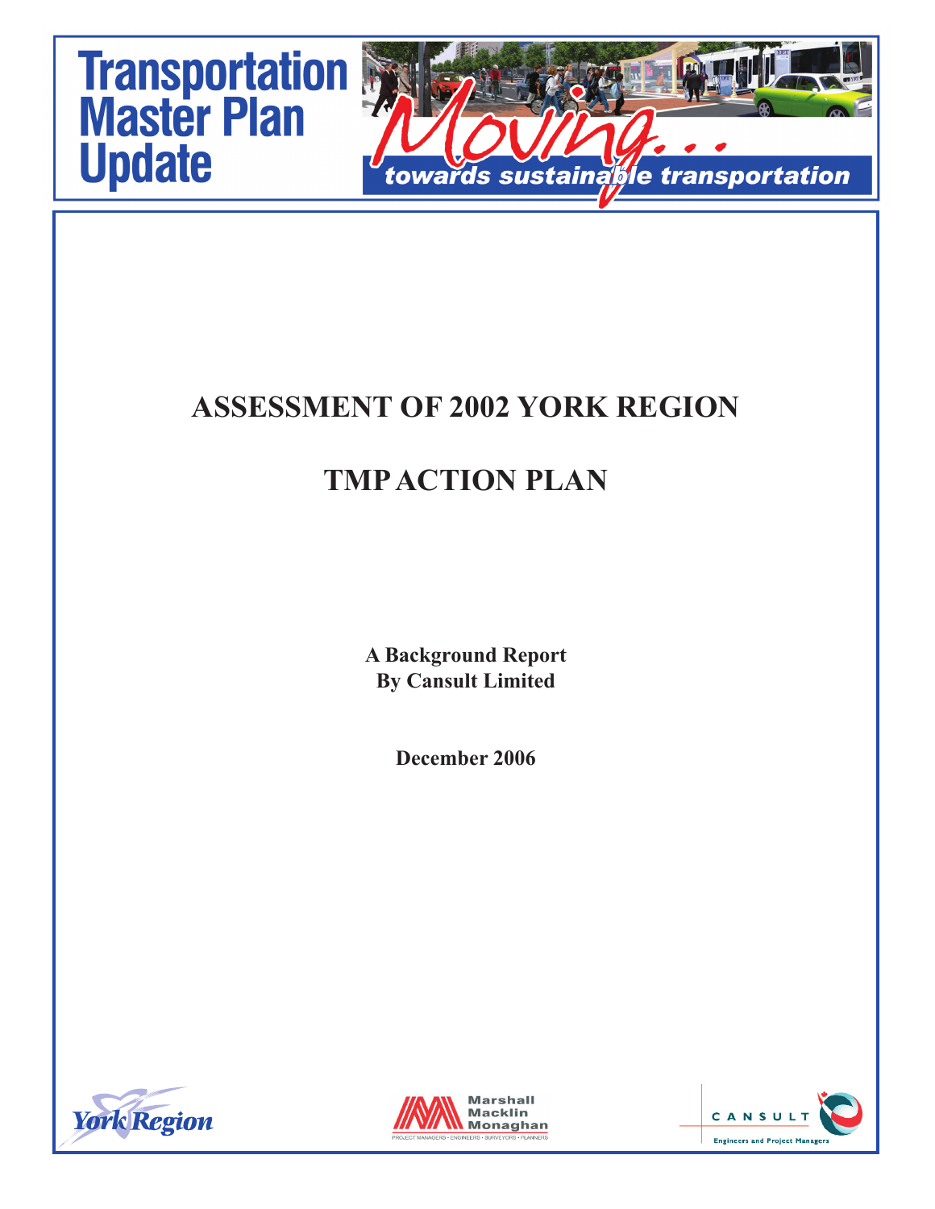# Transportation Master Plan Update

*Moving... towards sustainable transportation*

# ASSESSMENT OF 2002 YORK REGION

# TMP ACTION PLAN

**A Background Report**
**By Cansult Limited**

**December 2006**

York Region

Marshall Macklin Monaghan
PROJECT MANAGERS • ENGINEERS • SURVEYORS • PLANNERS

CANSULT
Engineers and Project Managers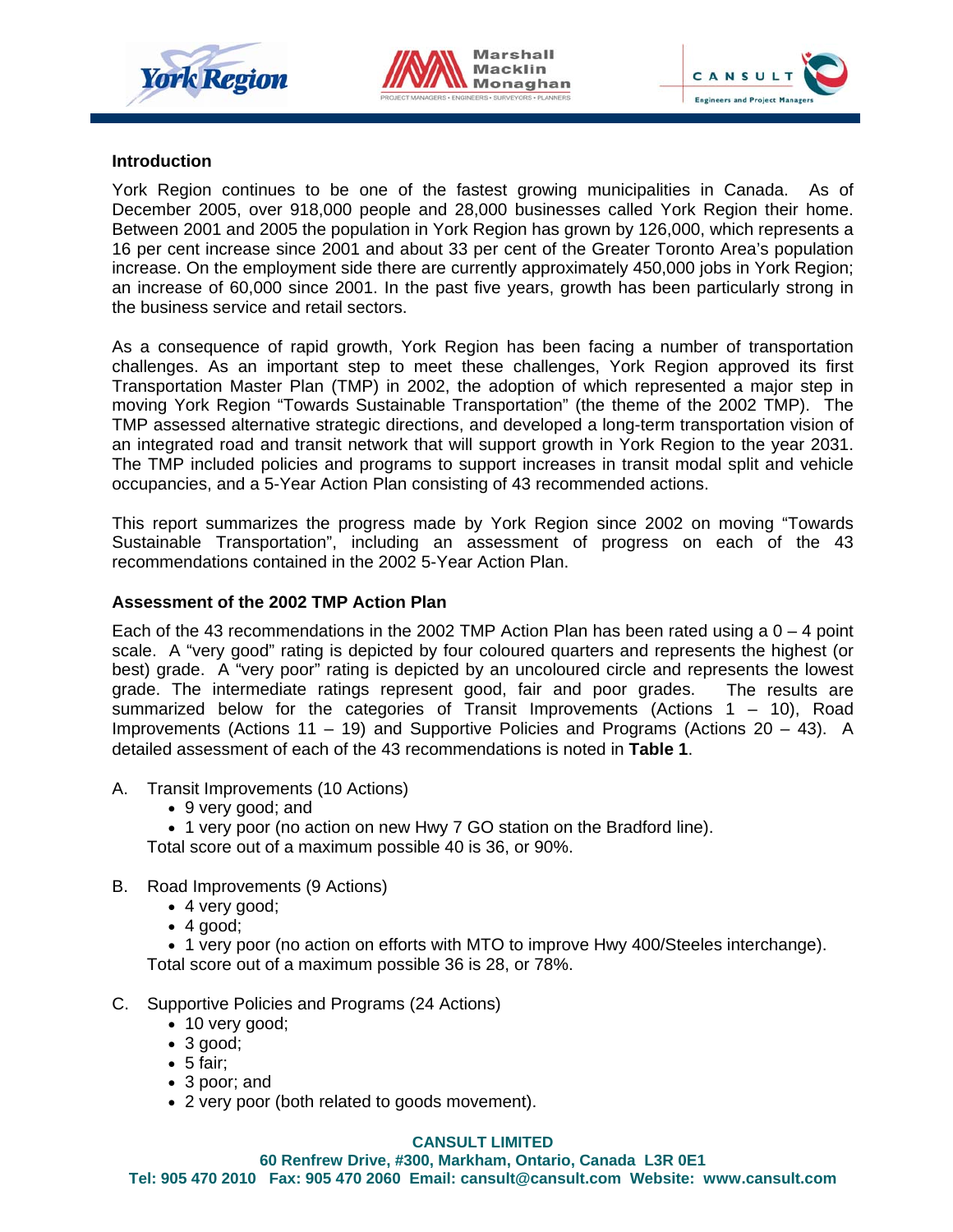## Introduction

York Region continues to be one of the fastest growing municipalities in Canada. As of December 2005, over 918,000 people and 28,000 businesses called York Region their home. Between 2001 and 2005 the population in York Region has grown by 126,000, which represents a 16 per cent increase since 2001 and about 33 per cent of the Greater Toronto Area's population increase. On the employment side there are currently approximately 450,000 jobs in York Region; an increase of 60,000 since 2001. In the past five years, growth has been particularly strong in the business service and retail sectors.

As a consequence of rapid growth, York Region has been facing a number of transportation challenges. As an important step to meet these challenges, York Region approved its first Transportation Master Plan (TMP) in 2002, the adoption of which represented a major step in moving York Region "Towards Sustainable Transportation" (the theme of the 2002 TMP). The TMP assessed alternative strategic directions, and developed a long-term transportation vision of an integrated road and transit network that will support growth in York Region to the year 2031. The TMP included policies and programs to support increases in transit modal split and vehicle occupancies, and a 5-Year Action Plan consisting of 43 recommended actions.

This report summarizes the progress made by York Region since 2002 on moving "Towards Sustainable Transportation", including an assessment of progress on each of the 43 recommendations contained in the 2002 5-Year Action Plan.

## Assessment of the 2002 TMP Action Plan

Each of the 43 recommendations in the 2002 TMP Action Plan has been rated using a 0 – 4 point scale. A "very good" rating is depicted by four coloured quarters and represents the highest (or best) grade. A "very poor" rating is depicted by an uncoloured circle and represents the lowest grade. The intermediate ratings represent good, fair and poor grades. The results are summarized below for the categories of Transit Improvements (Actions 1 – 10), Road Improvements (Actions 11 – 19) and Supportive Policies and Programs (Actions 20 – 43). A detailed assessment of each of the 43 recommendations is noted in **Table 1**.

A. Transit Improvements (10 Actions)
   - 9 very good; and
   - 1 very poor (no action on new Hwy 7 GO station on the Bradford line).

   Total score out of a maximum possible 40 is 36, or 90%.

B. Road Improvements (9 Actions)
   - 4 very good;
   - 4 good;
   - 1 very poor (no action on efforts with MTO to improve Hwy 400/Steeles interchange).

   Total score out of a maximum possible 36 is 28, or 78%.

C. Supportive Policies and Programs (24 Actions)
   - 10 very good;
   - 3 good;
   - 5 fair;
   - 3 poor; and
   - 2 very poor (both related to goods movement).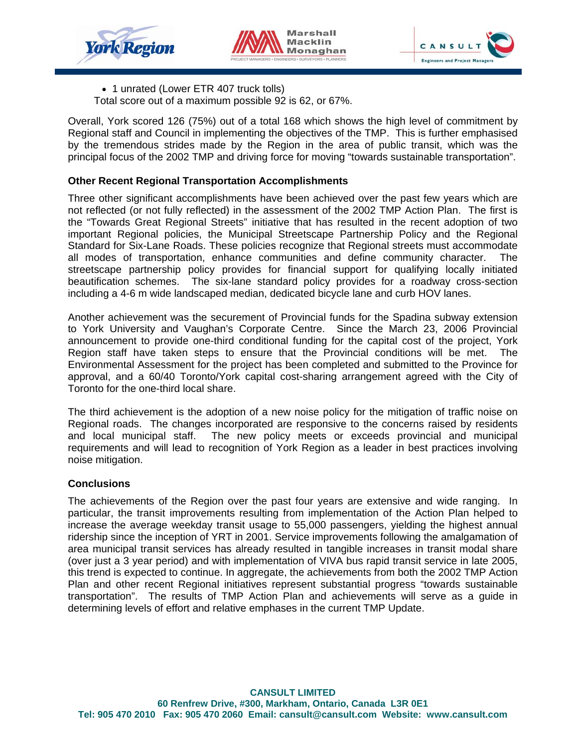- 1 unrated (Lower ETR 407 truck tolls)

Total score out of a maximum possible 92 is 62, or 67%.

Overall, York scored 126 (75%) out of a total 168 which shows the high level of commitment by Regional staff and Council in implementing the objectives of the TMP. This is further emphasised by the tremendous strides made by the Region in the area of public transit, which was the principal focus of the 2002 TMP and driving force for moving "towards sustainable transportation".

**Other Recent Regional Transportation Accomplishments**

Three other significant accomplishments have been achieved over the past few years which are not reflected (or not fully reflected) in the assessment of the 2002 TMP Action Plan. The first is the "Towards Great Regional Streets" initiative that has resulted in the recent adoption of two important Regional policies, the Municipal Streetscape Partnership Policy and the Regional Standard for Six-Lane Roads. These policies recognize that Regional streets must accommodate all modes of transportation, enhance communities and define community character. The streetscape partnership policy provides for financial support for qualifying locally initiated beautification schemes. The six-lane standard policy provides for a roadway cross-section including a 4-6 m wide landscaped median, dedicated bicycle lane and curb HOV lanes.

Another achievement was the securement of Provincial funds for the Spadina subway extension to York University and Vaughan's Corporate Centre. Since the March 23, 2006 Provincial announcement to provide one-third conditional funding for the capital cost of the project, York Region staff have taken steps to ensure that the Provincial conditions will be met. The Environmental Assessment for the project has been completed and submitted to the Province for approval, and a 60/40 Toronto/York capital cost-sharing arrangement agreed with the City of Toronto for the one-third local share.

The third achievement is the adoption of a new noise policy for the mitigation of traffic noise on Regional roads. The changes incorporated are responsive to the concerns raised by residents and local municipal staff. The new policy meets or exceeds provincial and municipal requirements and will lead to recognition of York Region as a leader in best practices involving noise mitigation.

**Conclusions**

The achievements of the Region over the past four years are extensive and wide ranging. In particular, the transit improvements resulting from implementation of the Action Plan helped to increase the average weekday transit usage to 55,000 passengers, yielding the highest annual ridership since the inception of YRT in 2001. Service improvements following the amalgamation of area municipal transit services has already resulted in tangible increases in transit modal share (over just a 3 year period) and with implementation of VIVA bus rapid transit service in late 2005, this trend is expected to continue. In aggregate, the achievements from both the 2002 TMP Action Plan and other recent Regional initiatives represent substantial progress "towards sustainable transportation". The results of TMP Action Plan and achievements will serve as a guide in determining levels of effort and relative emphases in the current TMP Update.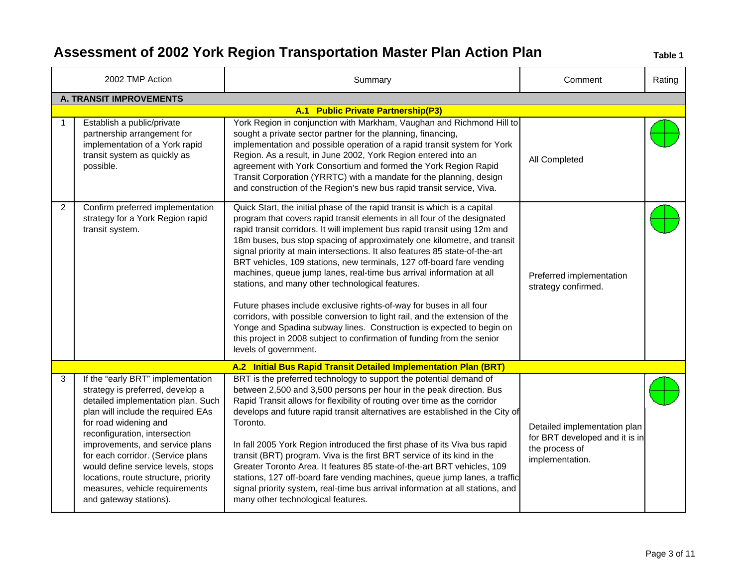# Assessment of 2002 York Region Transportation Master Plan Action Plan

**Table 1**

| | 2002 TMP Action | Summary | Comment | Rating |
|---|---|---|---|---|
| **A. TRANSIT IMPROVEMENTS** | | | | |
| | | **A.1 Public Private Partnership(P3)** | | |
| 1 | Establish a public/private partnership arrangement for implementation of a York rapid transit system as quickly as possible. | York Region in conjunction with Markham, Vaughan and Richmond Hill to sought a private sector partner for the planning, financing, implementation and possible operation of a rapid transit system for York Region. As a result, in June 2002, York Region entered into an agreement with York Consortium and formed the York Region Rapid Transit Corporation (YRRTC) with a mandate for the planning, design and construction of the Region's new bus rapid transit service, Viva. | All Completed | |
| 2 | Confirm preferred implementation strategy for a York Region rapid transit system. | Quick Start, the initial phase of the rapid transit is which is a capital program that covers rapid transit elements in all four of the designated rapid transit corridors. It will implement bus rapid transit using 12m and 18m buses, bus stop spacing of approximately one kilometre, and transit signal priority at main intersections. It also features 85 state-of-the-art BRT vehicles, 109 stations, new terminals, 127 off-board fare vending machines, queue jump lanes, real-time bus arrival information at all stations, and many other technological features.<br><br>Future phases include exclusive rights-of-way for buses in all four corridors, with possible conversion to light rail, and the extension of the Yonge and Spadina subway lines. Construction is expected to begin on this project in 2008 subject to confirmation of funding from the senior levels of government. | Preferred implementation strategy confirmed. | |
| | | **A.2 Initial Bus Rapid Transit Detailed Implementation Plan (BRT)** | | |
| 3 | If the "early BRT" implementation strategy is preferred, develop a detailed implementation plan. Such plan will include the required EAs for road widening and reconfiguration, intersection improvements, and service plans for each corridor. (Service plans would define service levels, stops locations, route structure, priority measures, vehicle requirements and gateway stations). | BRT is the preferred technology to support the potential demand of between 2,500 and 3,500 persons per hour in the peak direction. Bus Rapid Transit allows for flexibility of routing over time as the corridor develops and future rapid transit alternatives are established in the City of Toronto.<br><br>In fall 2005 York Region introduced the first phase of its Viva bus rapid transit (BRT) program. Viva is the first BRT service of its kind in the Greater Toronto Area. It features 85 state-of-the-art BRT vehicles, 109 stations, 127 off-board fare vending machines, queue jump lanes, a traffic signal priority system, real-time bus arrival information at all stations, and many other technological features. | Detailed implementation plan for BRT developed and it is in the process of implementation. | |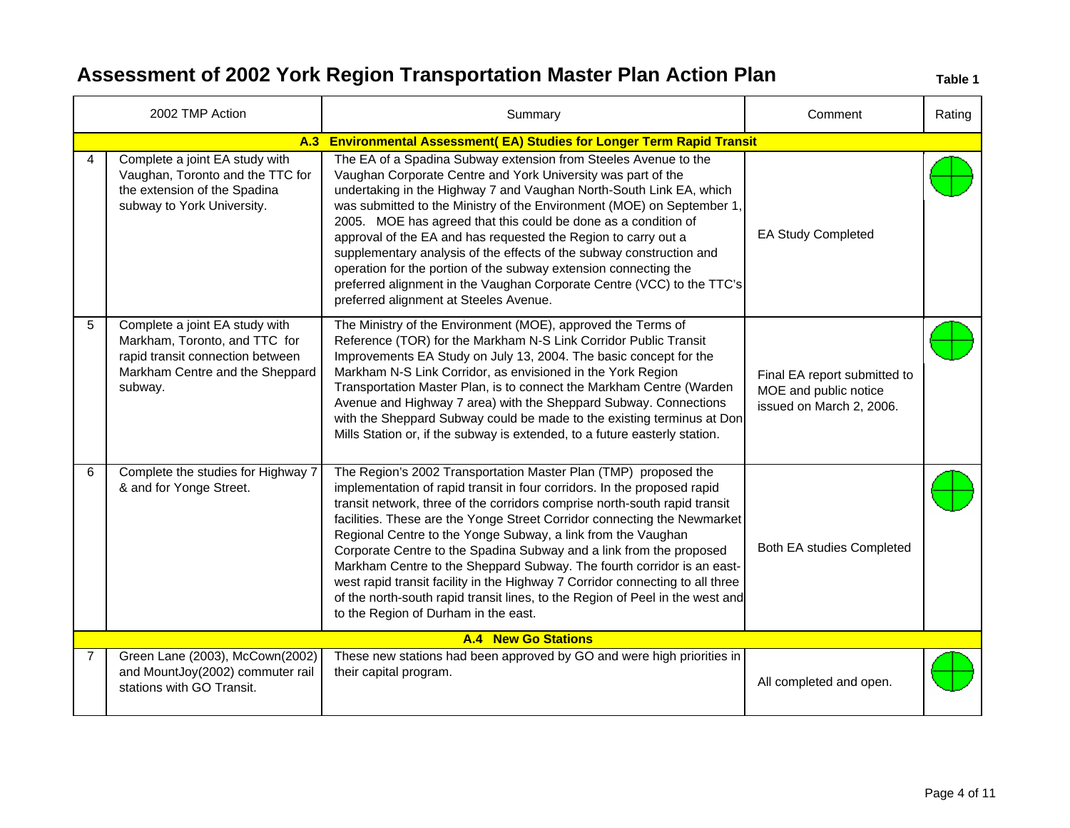# Assessment of 2002 York Region Transportation Master Plan Action Plan

**Table 1**

| | 2002 TMP Action | Summary | Comment | Rating |
|---|---|---|---|---|
| | | **A.3 Environmental Assessment( EA) Studies for Longer Term Rapid Transit** | | |
| 4 | Complete a joint EA study with Vaughan, Toronto and the TTC for the extension of the Spadina subway to York University. | The EA of a Spadina Subway extension from Steeles Avenue to the Vaughan Corporate Centre and York University was part of the undertaking in the Highway 7 and Vaughan North-South Link EA, which was submitted to the Ministry of the Environment (MOE) on September 1, 2005. MOE has agreed that this could be done as a condition of approval of the EA and has requested the Region to carry out a supplementary analysis of the effects of the subway construction and operation for the portion of the subway extension connecting the preferred alignment in the Vaughan Corporate Centre (VCC) to the TTC's preferred alignment at Steeles Avenue. | EA Study Completed | |
| 5 | Complete a joint EA study with Markham, Toronto, and TTC for rapid transit connection between Markham Centre and the Sheppard subway. | The Ministry of the Environment (MOE), approved the Terms of Reference (TOR) for the Markham N-S Link Corridor Public Transit Improvements EA Study on July 13, 2004. The basic concept for the Markham N-S Link Corridor, as envisioned in the York Region Transportation Master Plan, is to connect the Markham Centre (Warden Avenue and Highway 7 area) with the Sheppard Subway. Connections with the Sheppard Subway could be made to the existing terminus at Don Mills Station or, if the subway is extended, to a future easterly station. | Final EA report submitted to MOE and public notice issued on March 2, 2006. | |
| 6 | Complete the studies for Highway 7 & and for Yonge Street. | The Region's 2002 Transportation Master Plan (TMP) proposed the implementation of rapid transit in four corridors. In the proposed rapid transit network, three of the corridors comprise north-south rapid transit facilities. These are the Yonge Street Corridor connecting the Newmarket Regional Centre to the Yonge Subway, a link from the Vaughan Corporate Centre to the Spadina Subway and a link from the proposed Markham Centre to the Sheppard Subway. The fourth corridor is an east-west rapid transit facility in the Highway 7 Corridor connecting to all three of the north-south rapid transit lines, to the Region of Peel in the west and to the Region of Durham in the east. | Both EA studies Completed | |
| | | **A.4 New Go Stations** | | |
| 7 | Green Lane (2003), McCown(2002) and MountJoy(2002) commuter rail stations with GO Transit. | These new stations had been approved by GO and were high priorities in their capital program. | All completed and open. | |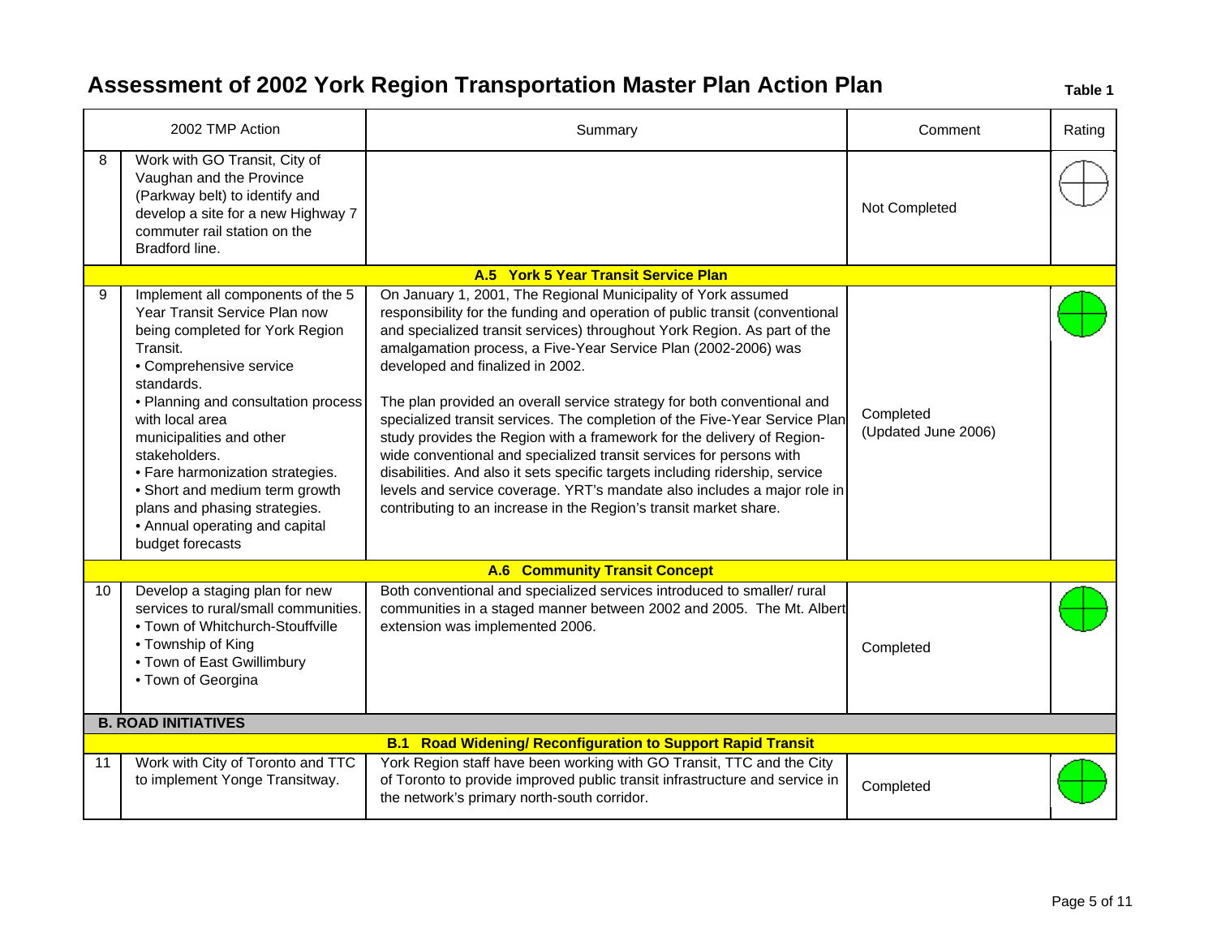# Assessment of 2002 York Region Transportation Master Plan Action Plan

**Table 1**

| | 2002 TMP Action | Summary | Comment | Rating |
|---|---|---|---|---|
| 8 | Work with GO Transit, City of Vaughan and the Province (Parkway belt) to identify and develop a site for a new Highway 7 commuter rail station on the Bradford line. | | Not Completed | |
| | | **A.5 York 5 Year Transit Service Plan** | | |
| 9 | Implement all components of the 5 Year Transit Service Plan now being completed for York Region Transit.<br>• Comprehensive service standards.<br>• Planning and consultation process with local area municipalities and other stakeholders.<br>• Fare harmonization strategies.<br>• Short and medium term growth plans and phasing strategies.<br>• Annual operating and capital budget forecasts | On January 1, 2001, The Regional Municipality of York assumed responsibility for the funding and operation of public transit (conventional and specialized transit services) throughout York Region. As part of the amalgamation process, a Five-Year Service Plan (2002-2006) was developed and finalized in 2002.<br><br>The plan provided an overall service strategy for both conventional and specialized transit services. The completion of the Five-Year Service Plan study provides the Region with a framework for the delivery of Region-wide conventional and specialized transit services for persons with disabilities. And also it sets specific targets including ridership, service levels and service coverage. YRT's mandate also includes a major role in contributing to an increase in the Region's transit market share. | Completed (Updated June 2006) | |
| | | **A.6 Community Transit Concept** | | |
| 10 | Develop a staging plan for new services to rural/small communities.<br>• Town of Whitchurch-Stouffville<br>• Township of King<br>• Town of East Gwillimbury<br>• Town of Georgina | Both conventional and specialized services introduced to smaller/ rural communities in a staged manner between 2002 and 2005. The Mt. Albert extension was implemented 2006. | Completed | |
| | **B. ROAD INITIATIVES** | | | |
| | | **B.1 Road Widening/ Reconfiguration to Support Rapid Transit** | | |
| 11 | Work with City of Toronto and TTC to implement Yonge Transitway. | York Region staff have been working with GO Transit, TTC and the City of Toronto to provide improved public transit infrastructure and service in the network's primary north-south corridor. | Completed | |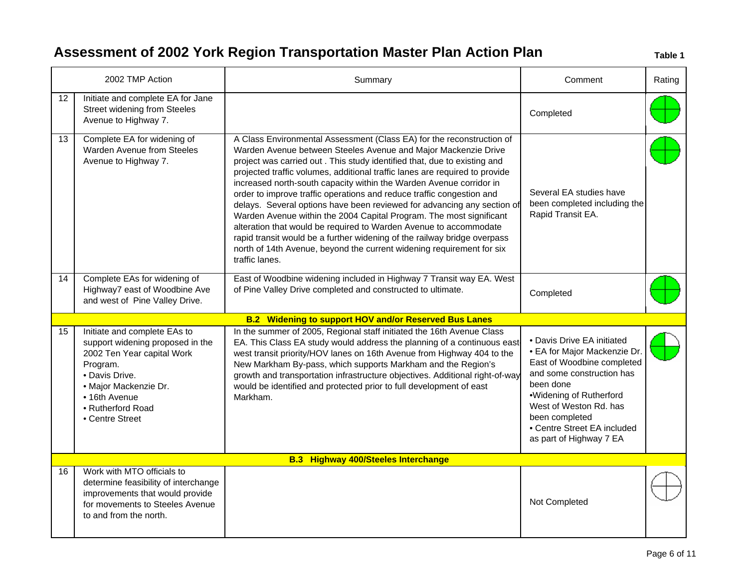# Assessment of 2002 York Region Transportation Master Plan Action Plan

**Table 1**

| | 2002 TMP Action | Summary | Comment | Rating |
|---|---|---|---|---|
| 12 | Initiate and complete EA for Jane Street widening from Steeles Avenue to Highway 7. | | Completed | Full |
| 13 | Complete EA for widening of Warden Avenue from Steeles Avenue to Highway 7. | A Class Environmental Assessment (Class EA) for the reconstruction of Warden Avenue between Steeles Avenue and Major Mackenzie Drive project was carried out . This study identified that, due to existing and projected traffic volumes, additional traffic lanes are required to provide increased north-south capacity within the Warden Avenue corridor in order to improve traffic operations and reduce traffic congestion and delays. Several options have been reviewed for advancing any section of Warden Avenue within the 2004 Capital Program. The most significant alteration that would be required to Warden Avenue to accommodate rapid transit would be a further widening of the railway bridge overpass north of 14th Avenue, beyond the current widening requirement for six traffic lanes. | Several EA studies have been completed including the Rapid Transit EA. | Full |
| 14 | Complete EAs for widening of Highway7 east of Woodbine Ave and west of Pine Valley Drive. | East of Woodbine widening included in Highway 7 Transit way EA. West of Pine Valley Drive completed and constructed to ultimate. | Completed | Full |
| | | **B.2 Widening to support HOV and/or Reserved Bus Lanes** | | |
| 15 | Initiate and complete EAs to support widening proposed in the 2002 Ten Year capital Work Program.<br>• Davis Drive.<br>• Major Mackenzie Dr.<br>• 16th Avenue<br>• Rutherford Road<br>• Centre Street | In the summer of 2005, Regional staff initiated the 16th Avenue Class EA. This Class EA study would address the planning of a continuous east-west transit priority/HOV lanes on 16th Avenue from Highway 404 to the New Markham By-pass, which supports Markham and the Region's growth and transportation infrastructure objectives. Additional right-of-way would be identified and protected prior to full development of east Markham. | • Davis Drive EA initiated<br>• EA for Major Mackenzie Dr. East of Woodbine completed and some construction has been done<br>•Widening of Rutherford West of Weston Rd. has been completed<br>• Centre Street EA included as part of Highway 7 EA | Three-quarters |
| | | **B.3 Highway 400/Steeles Interchange** | | |
| 16 | Work with MTO officials to determine feasibility of interchange improvements that would provide for movements to Steeles Avenue to and from the north. | | Not Completed | Empty |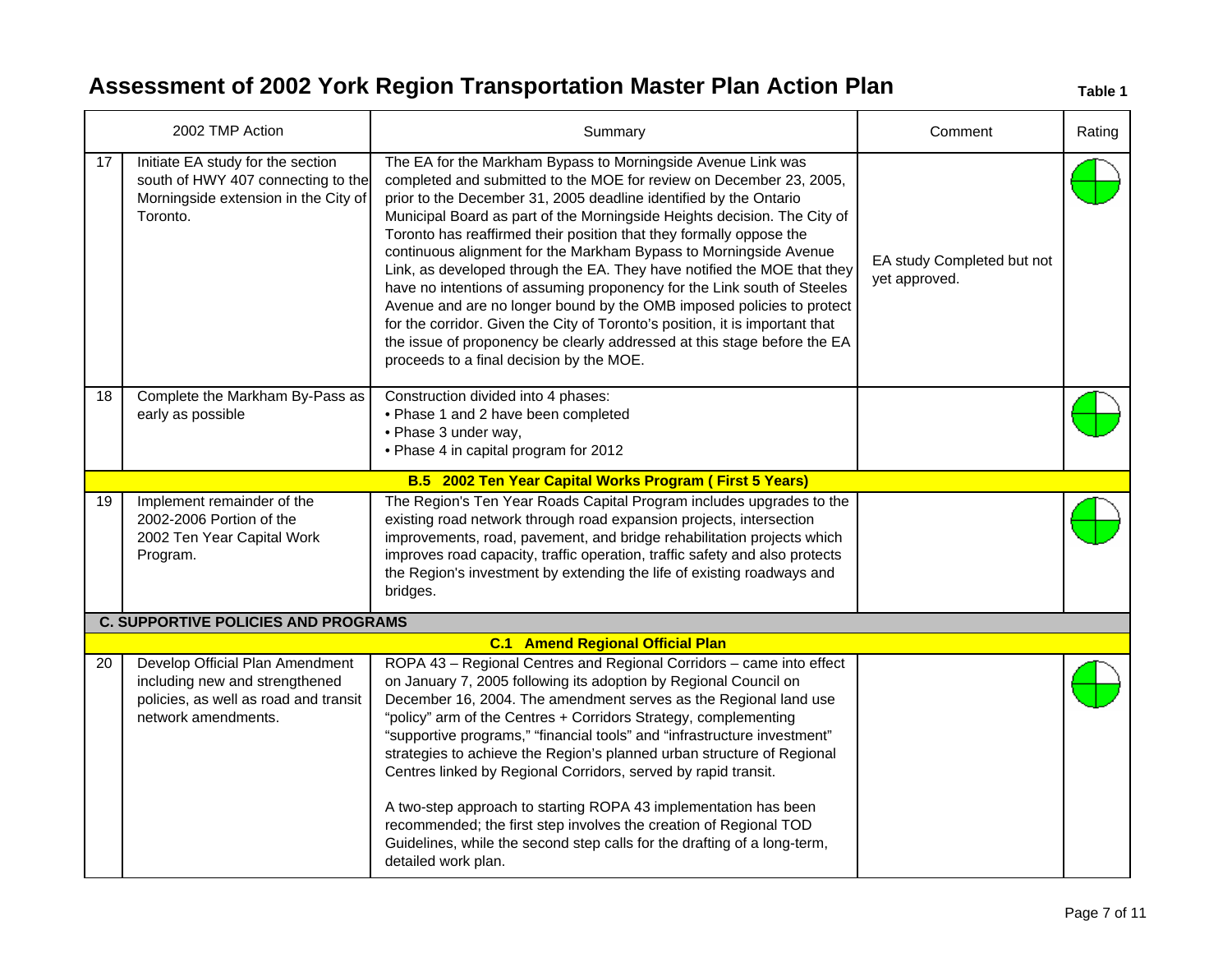# Assessment of 2002 York Region Transportation Master Plan Action Plan

**Table 1**

| | 2002 TMP Action | Summary | Comment | Rating |
|---|---|---|---|---|
| 17 | Initiate EA study for the section south of HWY 407 connecting to the Morningside extension in the City of Toronto. | The EA for the Markham Bypass to Morningside Avenue Link was completed and submitted to the MOE for review on December 23, 2005, prior to the December 31, 2005 deadline identified by the Ontario Municipal Board as part of the Morningside Heights decision. The City of Toronto has reaffirmed their position that they formally oppose the continuous alignment for the Markham Bypass to Morningside Avenue Link, as developed through the EA. They have notified the MOE that they have no intentions of assuming proponency for the Link south of Steeles Avenue and are no longer bound by the OMB imposed policies to protect for the corridor. Given the City of Toronto's position, it is important that the issue of proponency be clearly addressed at this stage before the EA proceeds to a final decision by the MOE. | EA study Completed but not yet approved. | |
| 18 | Complete the Markham By-Pass as early as possible | Construction divided into 4 phases:<br>• Phase 1 and 2 have been completed<br>• Phase 3 under way,<br>• Phase 4 in capital program for 2012 | | |
| | | **B.5 2002 Ten Year Capital Works Program ( First 5 Years)** | | |
| 19 | Implement remainder of the 2002-2006 Portion of the 2002 Ten Year Capital Work Program. | The Region's Ten Year Roads Capital Program includes upgrades to the existing road network through road expansion projects, intersection improvements, road, pavement, and bridge rehabilitation projects which improves road capacity, traffic operation, traffic safety and also protects the Region's investment by extending the life of existing roadways and bridges. | | |
| | **C. SUPPORTIVE POLICIES AND PROGRAMS** | | | |
| | | **C.1 Amend Regional Official Plan** | | |
| 20 | Develop Official Plan Amendment including new and strengthened policies, as well as road and transit network amendments. | ROPA 43 – Regional Centres and Regional Corridors – came into effect on January 7, 2005 following its adoption by Regional Council on December 16, 2004. The amendment serves as the Regional land use "policy" arm of the Centres + Corridors Strategy, complementing "supportive programs," "financial tools" and "infrastructure investment" strategies to achieve the Region's planned urban structure of Regional Centres linked by Regional Corridors, served by rapid transit.<br><br>A two-step approach to starting ROPA 43 implementation has been recommended; the first step involves the creation of Regional TOD Guidelines, while the second step calls for the drafting of a long-term, detailed work plan. | | |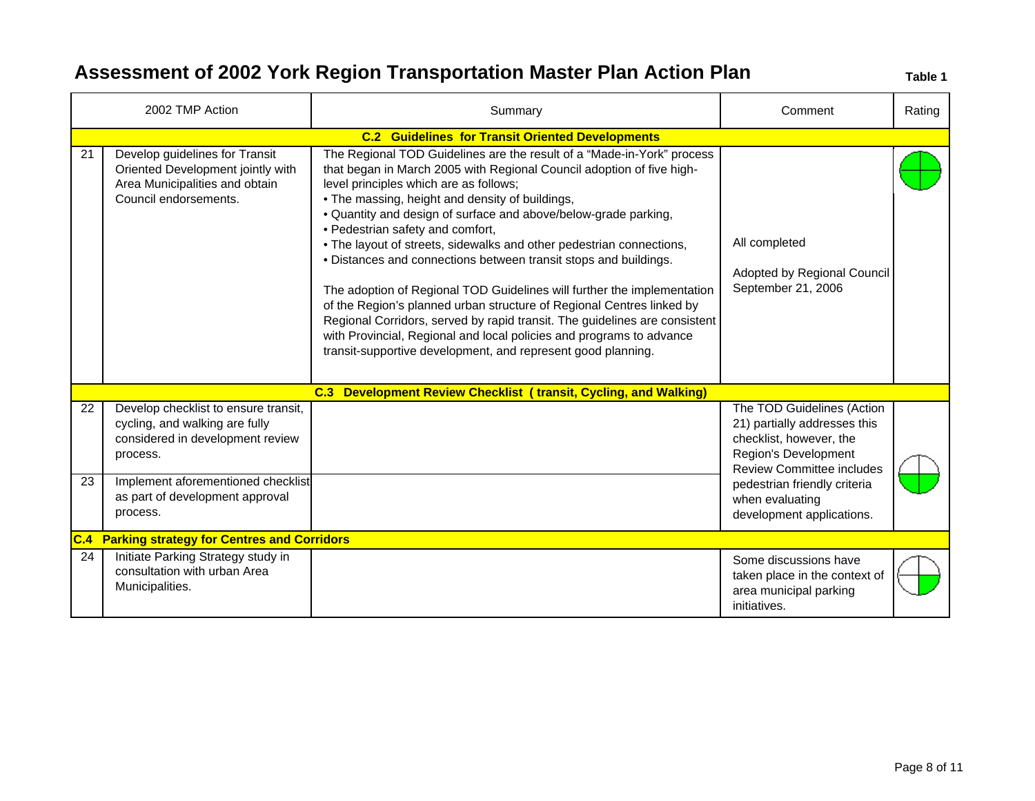# Assessment of 2002 York Region Transportation Master Plan Action Plan

**Table 1**

| | 2002 TMP Action | Summary | Comment | Rating |
|---|---|---|---|---|
| | | **C.2 Guidelines for Transit Oriented Developments** | | |
| 21 | Develop guidelines for Transit Oriented Development jointly with Area Municipalities and obtain Council endorsements. | The Regional TOD Guidelines are the result of a "Made-in-York" process that began in March 2005 with Regional Council adoption of five high-level principles which are as follows;<br>• The massing, height and density of buildings,<br>• Quantity and design of surface and above/below-grade parking,<br>• Pedestrian safety and comfort,<br>• The layout of streets, sidewalks and other pedestrian connections,<br>• Distances and connections between transit stops and buildings.<br><br>The adoption of Regional TOD Guidelines will further the implementation of the Region's planned urban structure of Regional Centres linked by Regional Corridors, served by rapid transit. The guidelines are consistent with Provincial, Regional and local policies and programs to advance transit-supportive development, and represent good planning. | All completed<br><br>Adopted by Regional Council September 21, 2006 | |
| | | **C.3 Development Review Checklist ( transit, Cycling, and Walking)** | | |
| 22 | Develop checklist to ensure transit, cycling, and walking are fully considered in development review process. | | The TOD Guidelines (Action 21) partially addresses this checklist, however, the Region's Development Review Committee includes pedestrian friendly criteria when evaluating development applications. | |
| 23 | Implement aforementioned checklist as part of development approval process. | | | |
| **C.4** | **Parking strategy for Centres and Corridors** | | | |
| 24 | Initiate Parking Strategy study in consultation with urban Area Municipalities. | | Some discussions have taken place in the context of area municipal parking initiatives. | |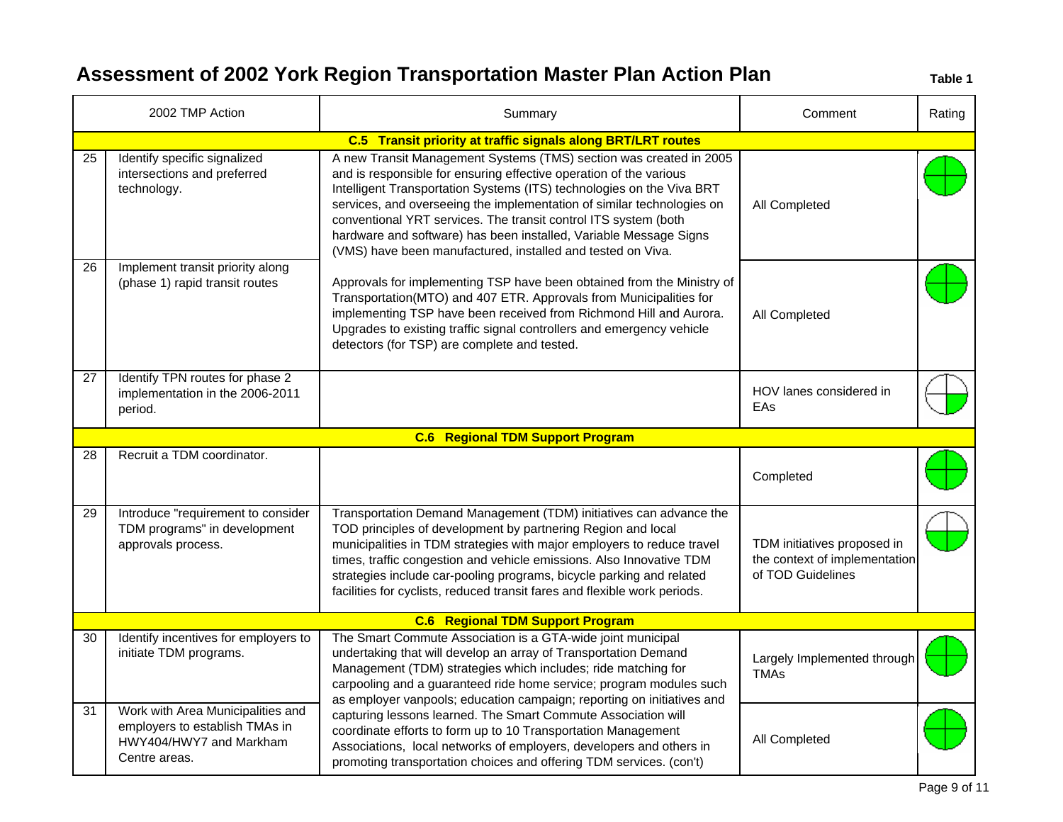# Assessment of 2002 York Region Transportation Master Plan Action Plan

Table 1

| | 2002 TMP Action | Summary | Comment | Rating |
|---|---|---|---|---|
| | | **C.5 Transit priority at traffic signals along BRT/LRT routes** | | |
| 25 | Identify specific signalized intersections and preferred technology. | A new Transit Management Systems (TMS) section was created in 2005 and is responsible for ensuring effective operation of the various Intelligent Transportation Systems (ITS) technologies on the Viva BRT services, and overseeing the implementation of similar technologies on conventional YRT services. The transit control ITS system (both hardware and software) has been installed, Variable Message Signs (VMS) have been manufactured, installed and tested on Viva. | All Completed | Full |
| 26 | Implement transit priority along (phase 1) rapid transit routes | Approvals for implementing TSP have been obtained from the Ministry of Transportation(MTO) and 407 ETR. Approvals from Municipalities for implementing TSP have been received from Richmond Hill and Aurora. Upgrades to existing traffic signal controllers and emergency vehicle detectors (for TSP) are complete and tested. | All Completed | Full |
| 27 | Identify TPN routes for phase 2 implementation in the 2006-2011 period. | | HOV lanes considered in EAs | Quarter |
| | | **C.6 Regional TDM Support Program** | | |
| 28 | Recruit a TDM coordinator. | | Completed | Full |
| 29 | Introduce "requirement to consider TDM programs" in development approvals process. | Transportation Demand Management (TDM) initiatives can advance the TOD principles of development by partnering Region and local municipalities in TDM strategies with major employers to reduce travel times, traffic congestion and vehicle emissions. Also Innovative TDM strategies include car-pooling programs, bicycle parking and related facilities for cyclists, reduced transit fares and flexible work periods. | TDM initiatives proposed in the context of implementation of TOD Guidelines | Half |
| | | **C.6 Regional TDM Support Program** | | |
| 30 | Identify incentives for employers to initiate TDM programs. | The Smart Commute Association is a GTA-wide joint municipal undertaking that will develop an array of Transportation Demand Management (TDM) strategies which includes; ride matching for carpooling and a guaranteed ride home service; program modules such as employer vanpools; education campaign; reporting on initiatives and capturing lessons learned. The Smart Commute Association will coordinate efforts to form up to 10 Transportation Management Associations, local networks of employers, developers and others in promoting transportation choices and offering TDM services. (con't) | Largely Implemented through TMAs | Full |
| 31 | Work with Area Municipalities and employers to establish TMAs in HWY404/HWY7 and Markham Centre areas. | | All Completed | Full |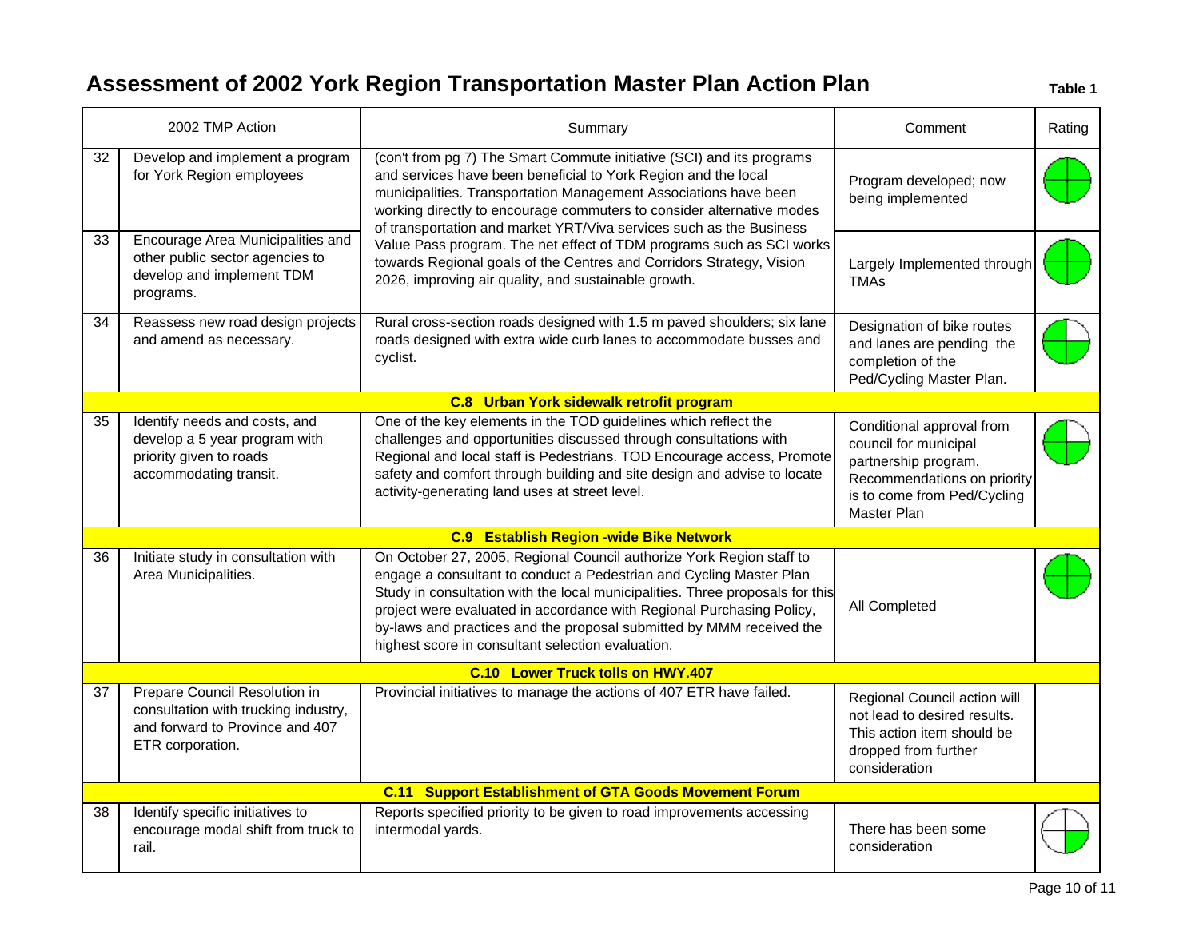# Assessment of 2002 York Region Transportation Master Plan Action Plan

**Table 1**

| 2002 TMP Action | | Summary | Comment | Rating |
|---|---|---|---|---|
| 32 | Develop and implement a program for York Region employees | (con't from pg 7) The Smart Commute initiative (SCI) and its programs and services have been beneficial to York Region and the local municipalities. Transportation Management Associations have been working directly to encourage commuters to consider alternative modes of transportation and market YRT/Viva services such as the Business Value Pass program. The net effect of TDM programs such as SCI works towards Regional goals of the Centres and Corridors Strategy, Vision 2026, improving air quality, and sustainable growth. | Program developed; now being implemented | |
| 33 | Encourage Area Municipalities and other public sector agencies to develop and implement TDM programs. | | Largely Implemented through TMAs | |
| 34 | Reassess new road design projects and amend as necessary. | Rural cross-section roads designed with 1.5 m paved shoulders; six lane roads designed with extra wide curb lanes to accommodate busses and cyclist. | Designation of bike routes and lanes are pending the completion of the Ped/Cycling Master Plan. | |
| **C.8 Urban York sidewalk retrofit program** | | | | |
| 35 | Identify needs and costs, and develop a 5 year program with priority given to roads accommodating transit. | One of the key elements in the TOD guidelines which reflect the challenges and opportunities discussed through consultations with Regional and local staff is Pedestrians. TOD Encourage access, Promote safety and comfort through building and site design and advise to locate activity-generating land uses at street level. | Conditional approval from council for municipal partnership program. Recommendations on priority is to come from Ped/Cycling Master Plan | |
| **C.9 Establish Region -wide Bike Network** | | | | |
| 36 | Initiate study in consultation with Area Municipalities. | On October 27, 2005, Regional Council authorize York Region staff to engage a consultant to conduct a Pedestrian and Cycling Master Plan Study in consultation with the local municipalities. Three proposals for this project were evaluated in accordance with Regional Purchasing Policy, by-laws and practices and the proposal submitted by MMM received the highest score in consultant selection evaluation. | All Completed | |
| **C.10 Lower Truck tolls on HWY.407** | | | | |
| 37 | Prepare Council Resolution in consultation with trucking industry, and forward to Province and 407 ETR corporation. | Provincial initiatives to manage the actions of 407 ETR have failed. | Regional Council action will not lead to desired results. This action item should be dropped from further consideration | |
| **C.11 Support Establishment of GTA Goods Movement Forum** | | | | |
| 38 | Identify specific initiatives to encourage modal shift from truck to rail. | Reports specified priority to be given to road improvements accessing intermodal yards. | There has been some consideration | |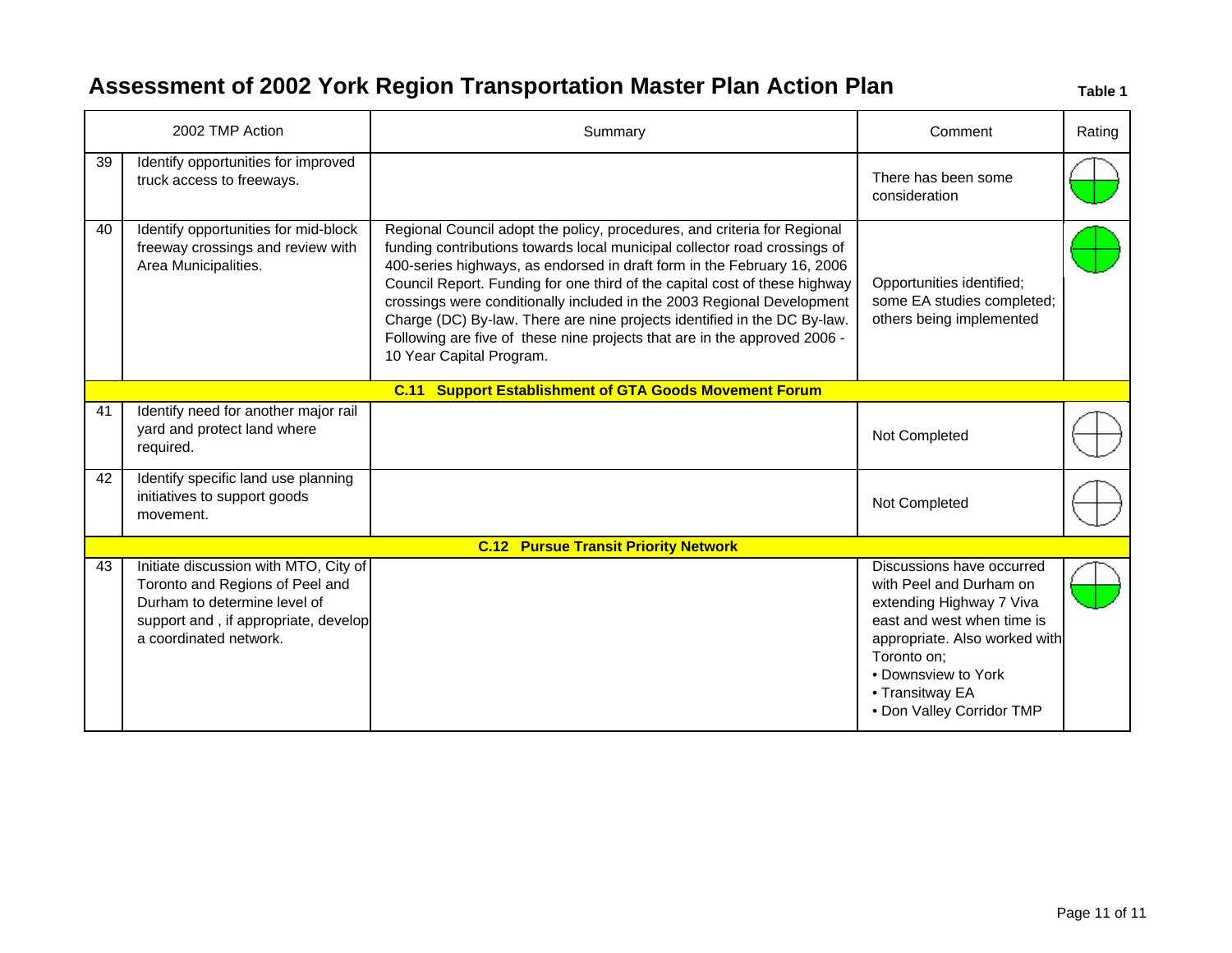# Assessment of 2002 York Region Transportation Master Plan Action Plan

**Table 1**

| 2002 TMP Action | | Summary | Comment | Rating |
|---|---|---|---|---|
| 39 | Identify opportunities for improved truck access to freeways. | | There has been some consideration | |
| 40 | Identify opportunities for mid-block freeway crossings and review with Area Municipalities. | Regional Council adopt the policy, procedures, and criteria for Regional funding contributions towards local municipal collector road crossings of 400-series highways, as endorsed in draft form in the February 16, 2006 Council Report. Funding for one third of the capital cost of these highway crossings were conditionally included in the 2003 Regional Development Charge (DC) By-law. There are nine projects identified in the DC By-law. Following are five of these nine projects that are in the approved 2006 - 10 Year Capital Program. | Opportunities identified; some EA studies completed; others being implemented | |
| | | **C.11 Support Establishment of GTA Goods Movement Forum** | | |
| 41 | Identify need for another major rail yard and protect land where required. | | Not Completed | |
| 42 | Identify specific land use planning initiatives to support goods movement. | | Not Completed | |
| | | **C.12 Pursue Transit Priority Network** | | |
| 43 | Initiate discussion with MTO, City of Toronto and Regions of Peel and Durham to determine level of support and , if appropriate, develop a coordinated network. | | Discussions have occurred with Peel and Durham on extending Highway 7 Viva east and west when time is appropriate. Also worked with Toronto on;<br>• Downsview to York<br>• Transitway EA<br>• Don Valley Corridor TMP | |